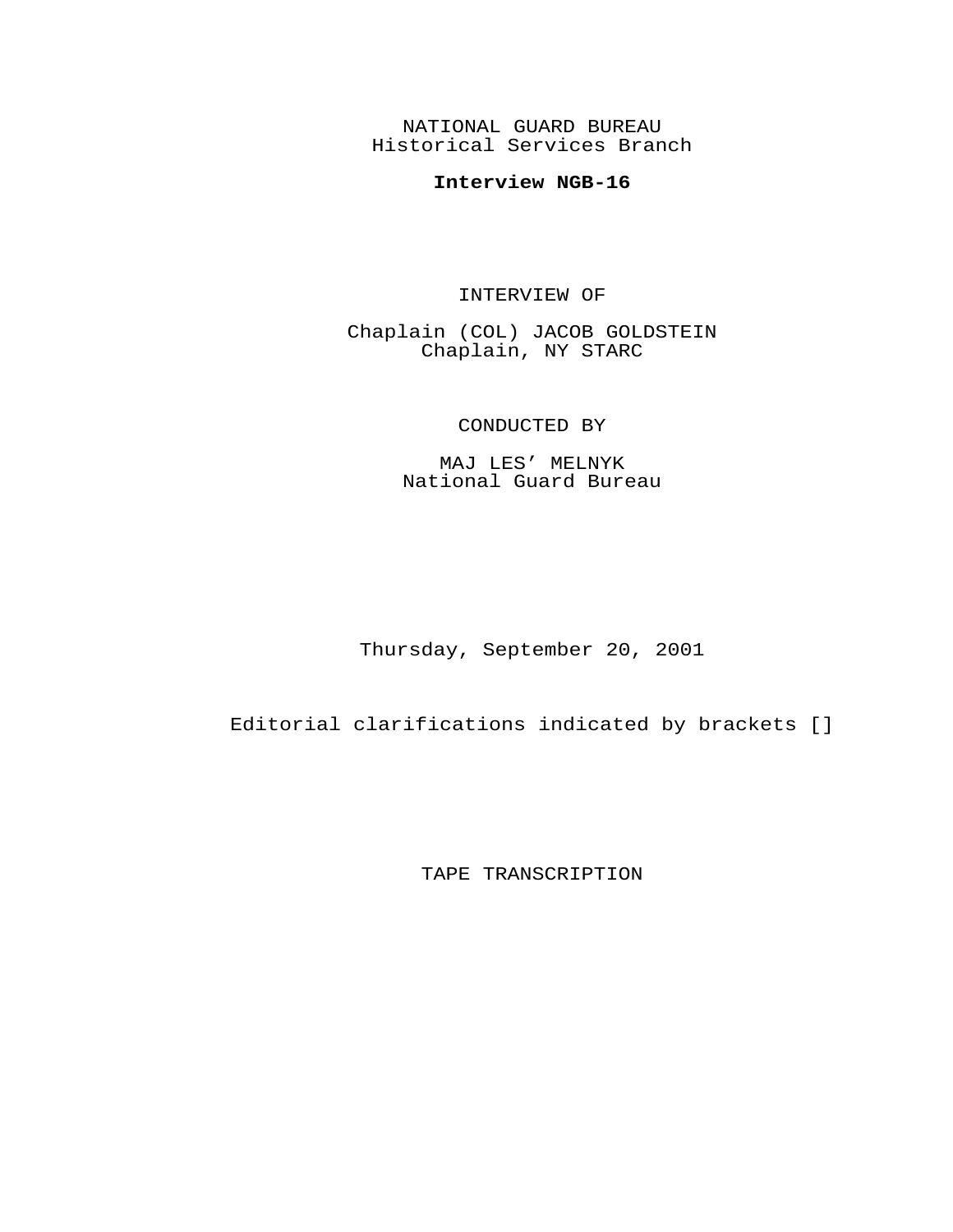NATIONAL GUARD BUREAU
Historical Services Branch

**Interview NGB-16**

INTERVIEW OF

Chaplain (COL) JACOB GOLDSTEIN
Chaplain, NY STARC

CONDUCTED BY

MAJ LES' MELNYK
National Guard Bureau

Thursday, September 20, 2001

Editorial clarifications indicated by brackets []

TAPE TRANSCRIPTION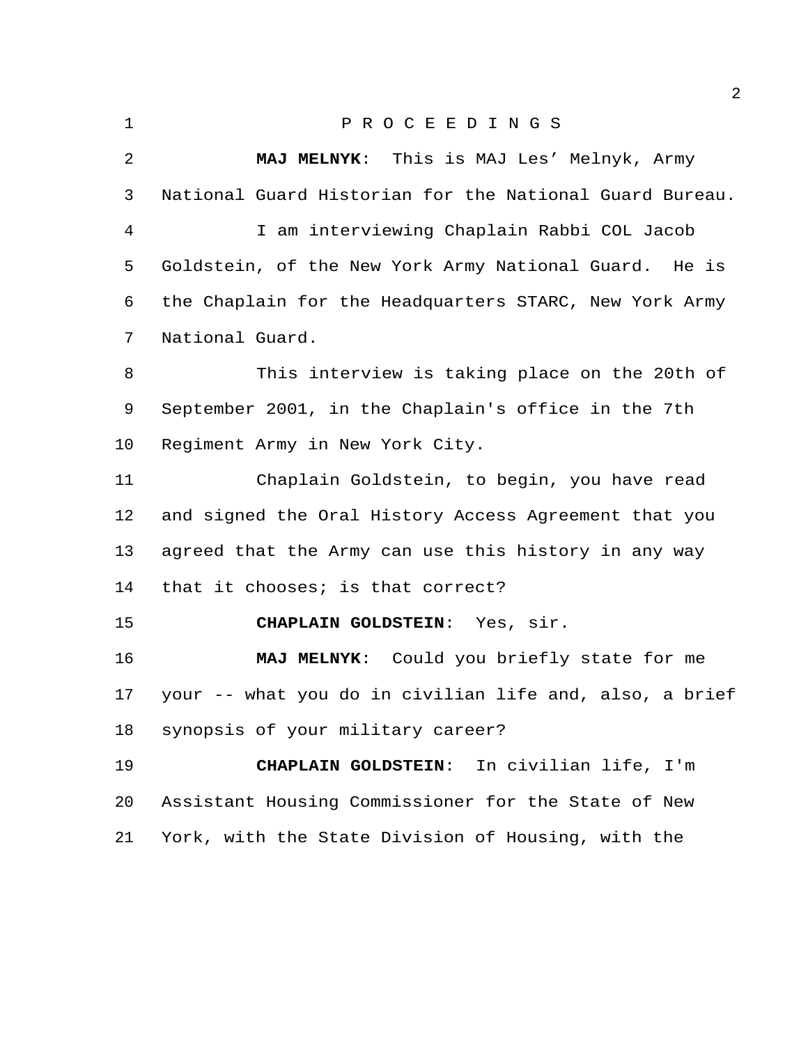P R O C E E D I N G S

**MAJ MELNYK**: This is MAJ Les' Melnyk, Army National Guard Historian for the National Guard Bureau.

I am interviewing Chaplain Rabbi COL Jacob Goldstein, of the New York Army National Guard. He is the Chaplain for the Headquarters STARC, New York Army National Guard.

This interview is taking place on the 20th of September 2001, in the Chaplain's office in the 7th Regiment Army in New York City.

Chaplain Goldstein, to begin, you have read and signed the Oral History Access Agreement that you agreed that the Army can use this history in any way that it chooses; is that correct?

**CHAPLAIN GOLDSTEIN**: Yes, sir.

**MAJ MELNYK**: Could you briefly state for me your -- what you do in civilian life and, also, a brief synopsis of your military career?

**CHAPLAIN GOLDSTEIN**: In civilian life, I'm Assistant Housing Commissioner for the State of New York, with the State Division of Housing, with the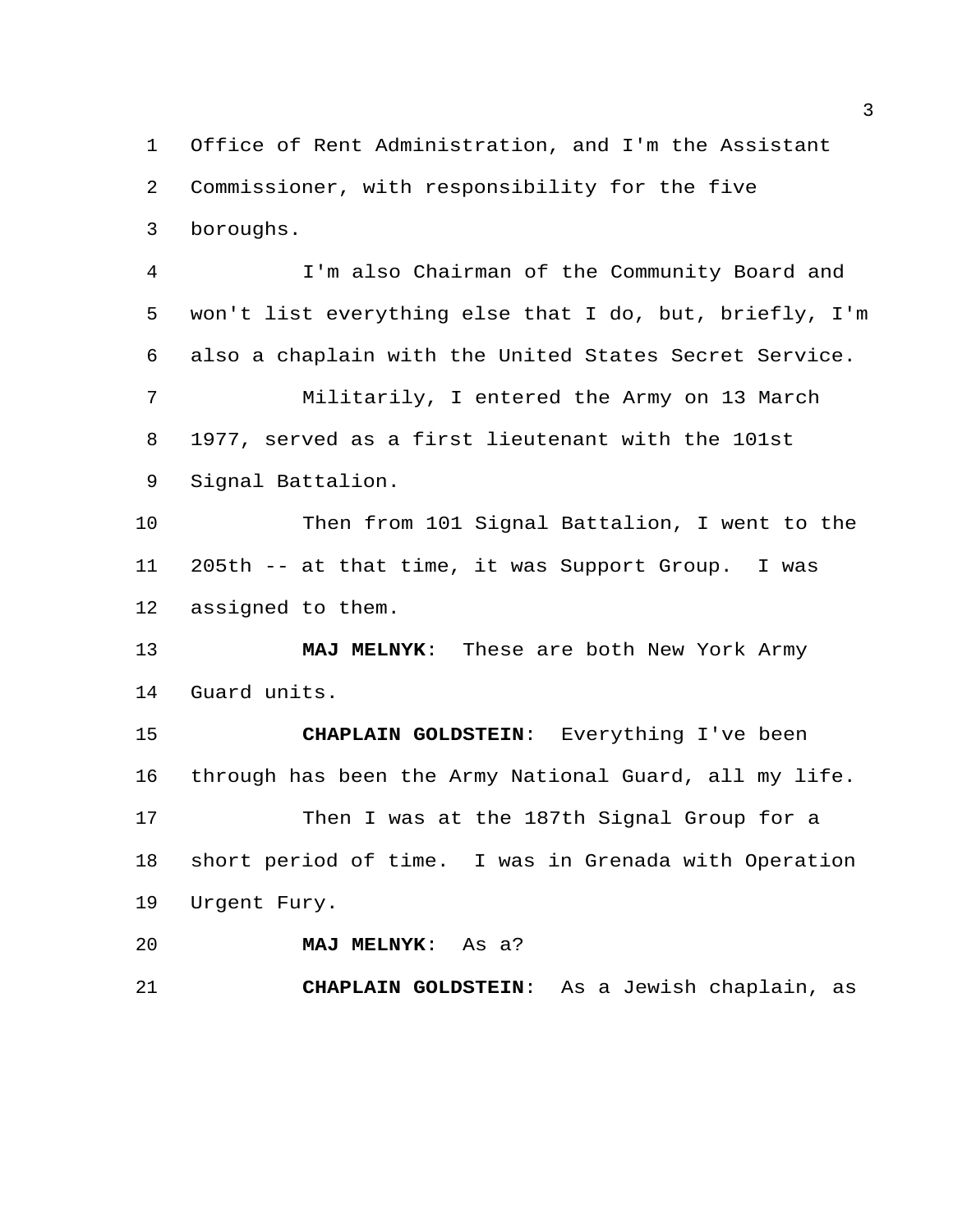Office of Rent Administration, and I'm the Assistant Commissioner, with responsibility for the five boroughs.

I'm also Chairman of the Community Board and won't list everything else that I do, but, briefly, I'm also a chaplain with the United States Secret Service.

Militarily, I entered the Army on 13 March 1977, served as a first lieutenant with the 101st Signal Battalion.

Then from 101 Signal Battalion, I went to the 205th -- at that time, it was Support Group. I was assigned to them.

**MAJ MELNYK**: These are both New York Army Guard units.

**CHAPLAIN GOLDSTEIN**: Everything I've been through has been the Army National Guard, all my life.

Then I was at the 187th Signal Group for a short period of time. I was in Grenada with Operation Urgent Fury.

**MAJ MELNYK**: As a?

**CHAPLAIN GOLDSTEIN**: As a Jewish chaplain, as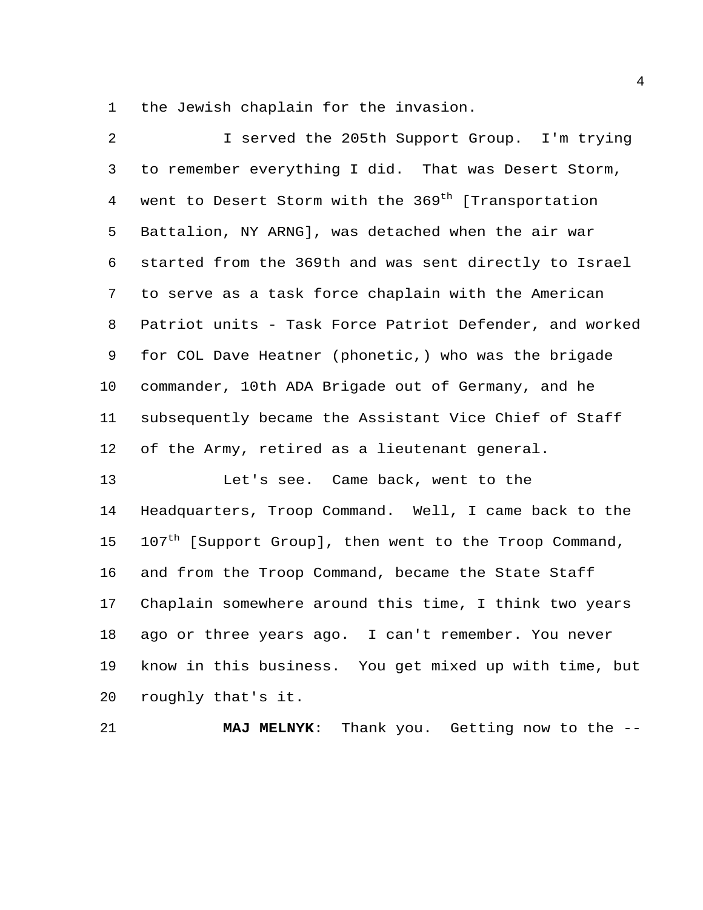the Jewish chaplain for the invasion.

I served the 205th Support Group. I'm trying to remember everything I did. That was Desert Storm, went to Desert Storm with the 369th [Transportation Battalion, NY ARNG], was detached when the air war started from the 369th and was sent directly to Israel to serve as a task force chaplain with the American Patriot units - Task Force Patriot Defender, and worked for COL Dave Heatner (phonetic,) who was the brigade commander, 10th ADA Brigade out of Germany, and he subsequently became the Assistant Vice Chief of Staff of the Army, retired as a lieutenant general.

Let's see. Came back, went to the Headquarters, Troop Command. Well, I came back to the 107th [Support Group], then went to the Troop Command, and from the Troop Command, became the State Staff Chaplain somewhere around this time, I think two years ago or three years ago. I can't remember. You never know in this business. You get mixed up with time, but roughly that's it.

**MAJ MELNYK**: Thank you. Getting now to the --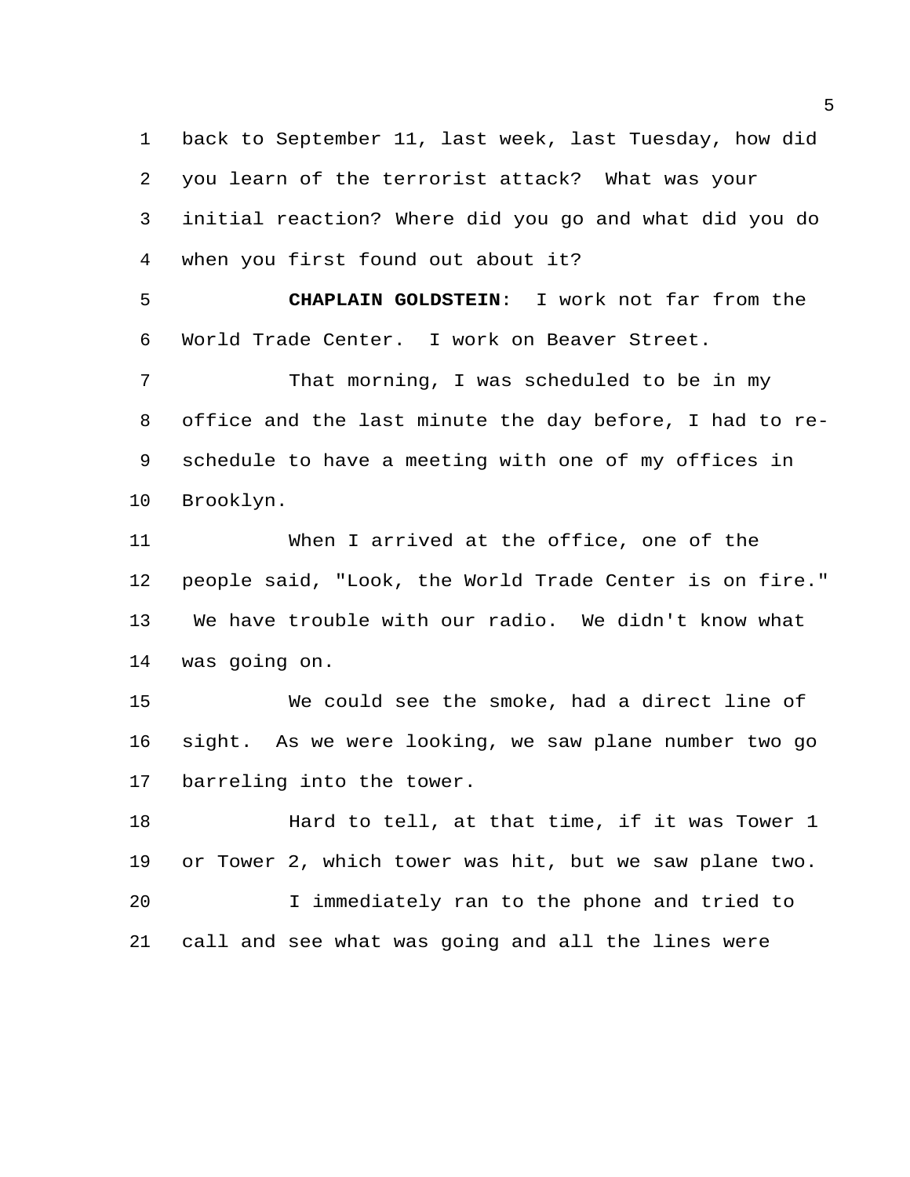back to September 11, last week, last Tuesday, how did you learn of the terrorist attack? What was your initial reaction? Where did you go and what did you do when you first found out about it?

**CHAPLAIN GOLDSTEIN**: I work not far from the World Trade Center. I work on Beaver Street.

That morning, I was scheduled to be in my office and the last minute the day before, I had to re-schedule to have a meeting with one of my offices in Brooklyn.

When I arrived at the office, one of the people said, "Look, the World Trade Center is on fire." We have trouble with our radio. We didn't know what was going on.

We could see the smoke, had a direct line of sight. As we were looking, we saw plane number two go barreling into the tower.

Hard to tell, at that time, if it was Tower 1 or Tower 2, which tower was hit, but we saw plane two.

I immediately ran to the phone and tried to call and see what was going and all the lines were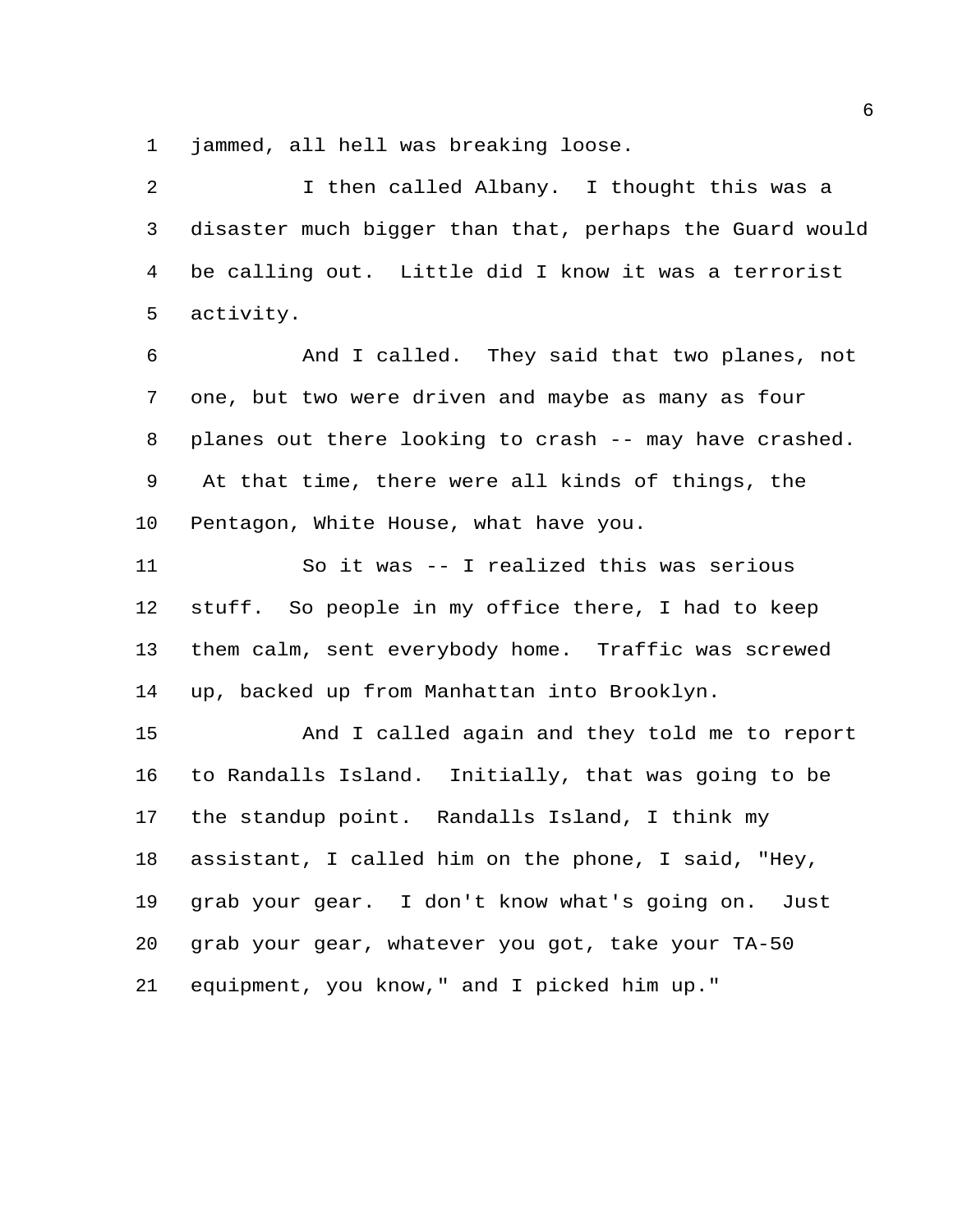jammed, all hell was breaking loose.

I then called Albany. I thought this was a disaster much bigger than that, perhaps the Guard would be calling out. Little did I know it was a terrorist activity.

And I called. They said that two planes, not one, but two were driven and maybe as many as four planes out there looking to crash -- may have crashed. At that time, there were all kinds of things, the Pentagon, White House, what have you.

So it was -- I realized this was serious stuff. So people in my office there, I had to keep them calm, sent everybody home. Traffic was screwed up, backed up from Manhattan into Brooklyn.

And I called again and they told me to report to Randalls Island. Initially, that was going to be the standup point. Randalls Island, I think my assistant, I called him on the phone, I said, "Hey, grab your gear. I don't know what's going on. Just grab your gear, whatever you got, take your TA-50 equipment, you know," and I picked him up."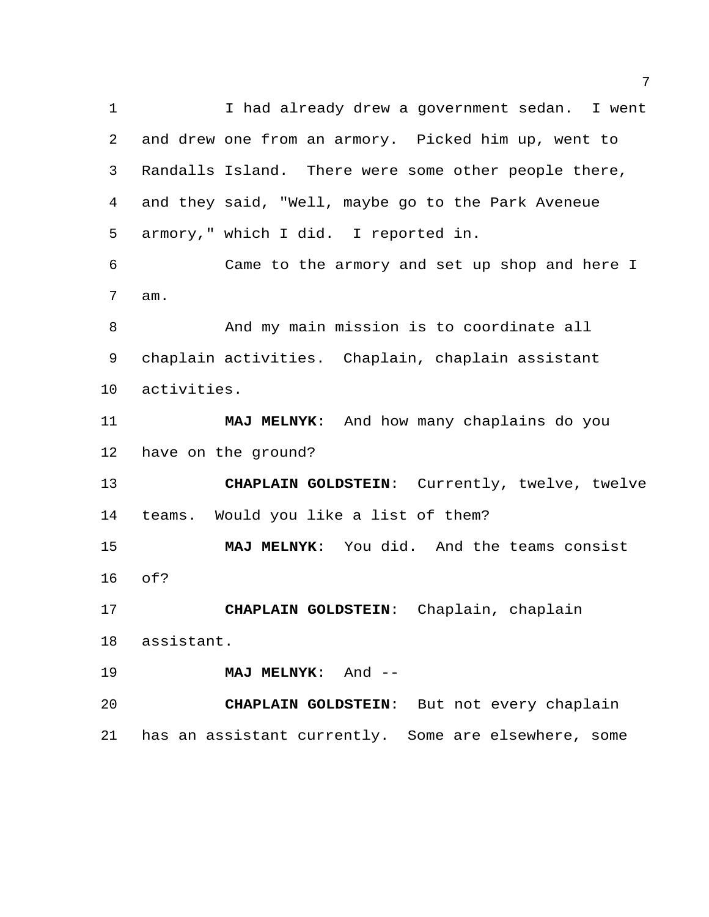I had already drew a government sedan. I went and drew one from an armory. Picked him up, went to Randalls Island. There were some other people there, and they said, "Well, maybe go to the Park Aveneue armory," which I did. I reported in.

Came to the armory and set up shop and here I am.

And my main mission is to coordinate all chaplain activities. Chaplain, chaplain assistant activities.

**MAJ MELNYK**: And how many chaplains do you have on the ground?

**CHAPLAIN GOLDSTEIN**: Currently, twelve, twelve teams. Would you like a list of them?

**MAJ MELNYK**: You did. And the teams consist of?

**CHAPLAIN GOLDSTEIN**: Chaplain, chaplain assistant.

**MAJ MELNYK**: And --

**CHAPLAIN GOLDSTEIN**: But not every chaplain has an assistant currently. Some are elsewhere, some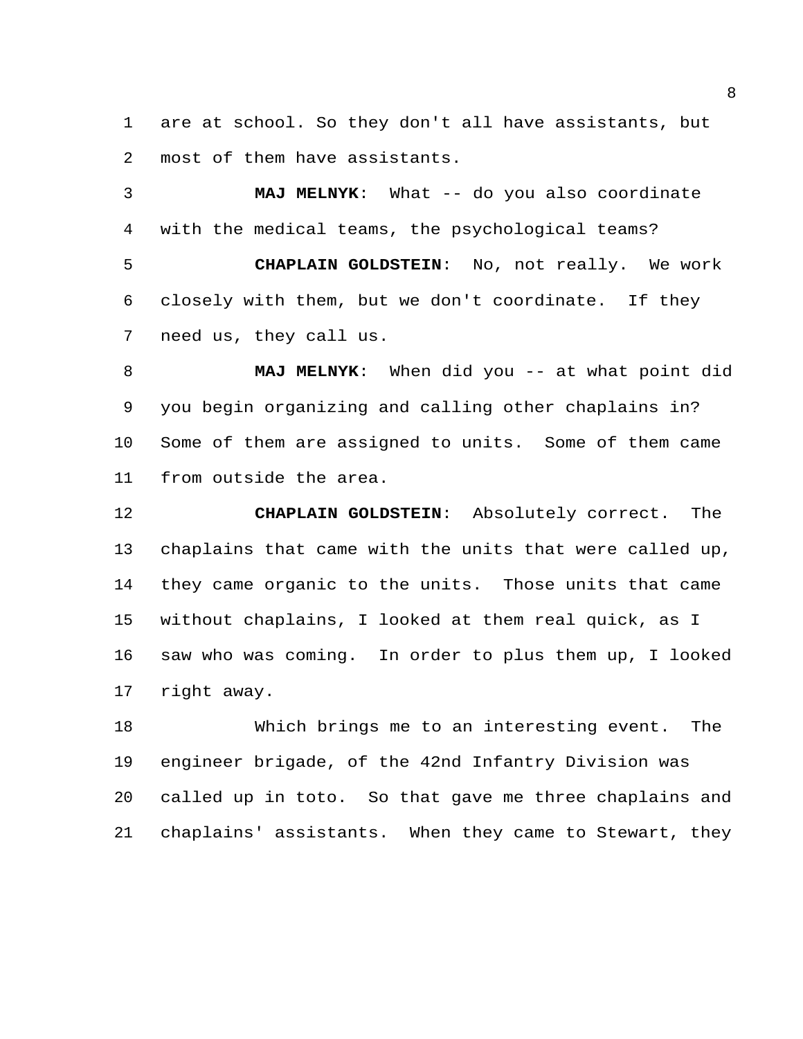are at school. So they don't all have assistants, but most of them have assistants.

**MAJ MELNYK**: What -- do you also coordinate with the medical teams, the psychological teams?

**CHAPLAIN GOLDSTEIN**: No, not really. We work closely with them, but we don't coordinate. If they need us, they call us.

**MAJ MELNYK**: When did you -- at what point did you begin organizing and calling other chaplains in? Some of them are assigned to units. Some of them came from outside the area.

**CHAPLAIN GOLDSTEIN**: Absolutely correct. The chaplains that came with the units that were called up, they came organic to the units. Those units that came without chaplains, I looked at them real quick, as I saw who was coming. In order to plus them up, I looked right away.

Which brings me to an interesting event. The engineer brigade, of the 42nd Infantry Division was called up in toto. So that gave me three chaplains and chaplains' assistants. When they came to Stewart, they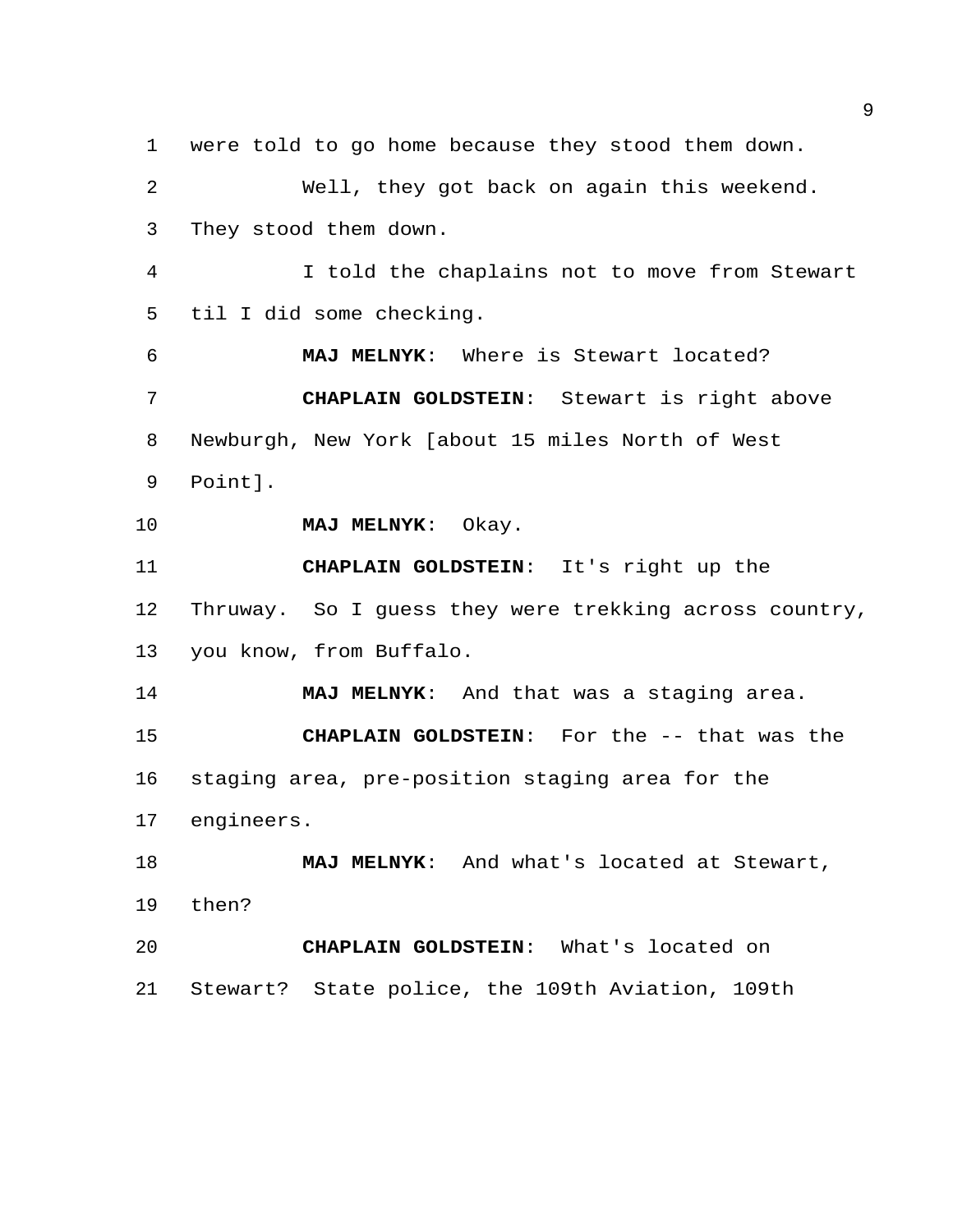were told to go home because they stood them down.

Well, they got back on again this weekend. They stood them down.

I told the chaplains not to move from Stewart til I did some checking.

**MAJ MELNYK**: Where is Stewart located?

**CHAPLAIN GOLDSTEIN**: Stewart is right above Newburgh, New York [about 15 miles North of West Point].

**MAJ MELNYK**: Okay.

**CHAPLAIN GOLDSTEIN**: It's right up the Thruway. So I guess they were trekking across country, you know, from Buffalo.

**MAJ MELNYK**: And that was a staging area.

**CHAPLAIN GOLDSTEIN**: For the -- that was the staging area, pre-position staging area for the engineers.

**MAJ MELNYK**: And what's located at Stewart, then?

**CHAPLAIN GOLDSTEIN**: What's located on Stewart? State police, the 109th Aviation, 109th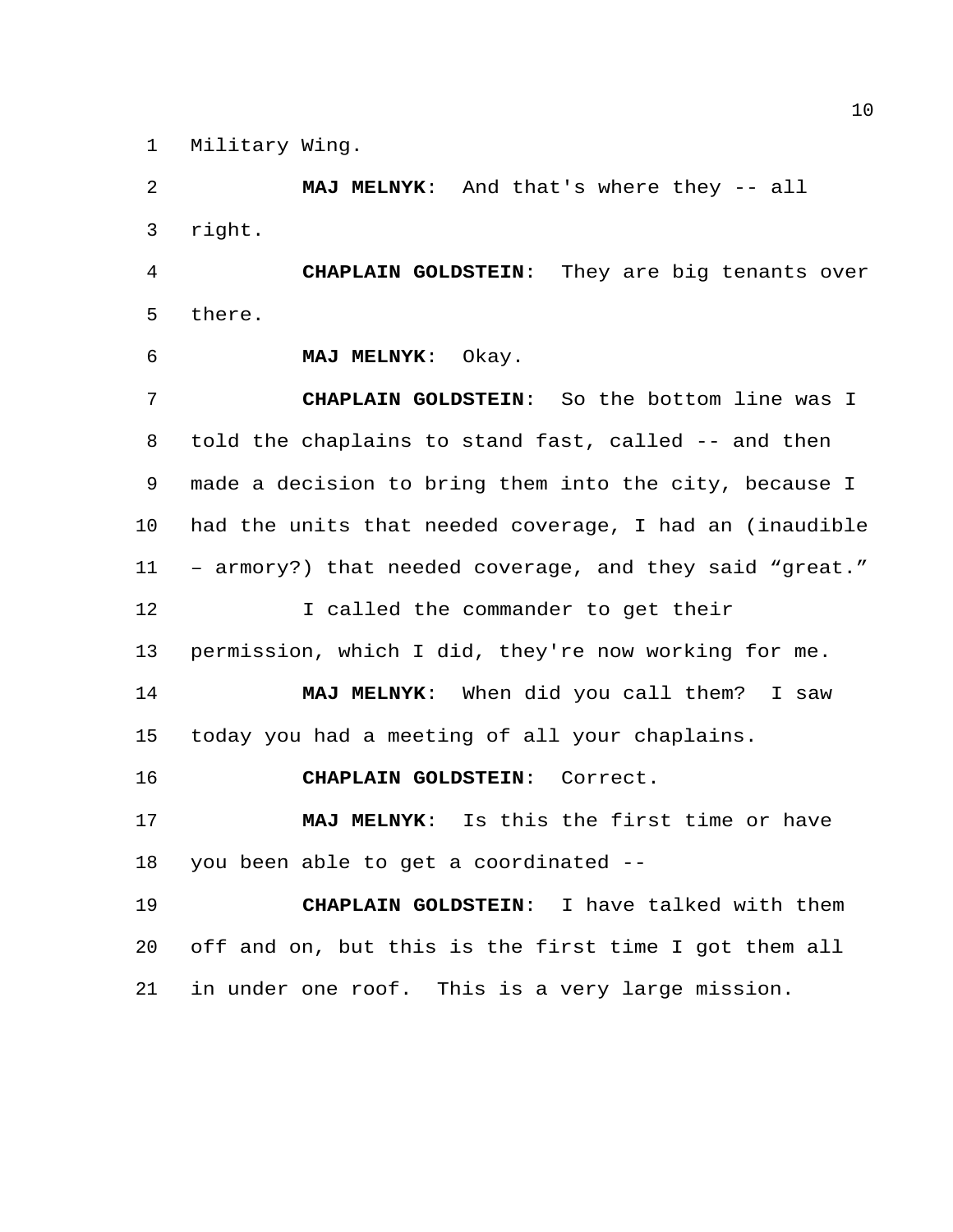Military Wing.

**MAJ MELNYK**: And that's where they -- all right.

**CHAPLAIN GOLDSTEIN**: They are big tenants over there.

**MAJ MELNYK**: Okay.

**CHAPLAIN GOLDSTEIN**: So the bottom line was I told the chaplains to stand fast, called -- and then made a decision to bring them into the city, because I had the units that needed coverage, I had an (inaudible – armory?) that needed coverage, and they said "great."

I called the commander to get their permission, which I did, they're now working for me.

**MAJ MELNYK**: When did you call them? I saw today you had a meeting of all your chaplains.

**CHAPLAIN GOLDSTEIN**: Correct.

**MAJ MELNYK**: Is this the first time or have you been able to get a coordinated --

**CHAPLAIN GOLDSTEIN**: I have talked with them off and on, but this is the first time I got them all in under one roof. This is a very large mission.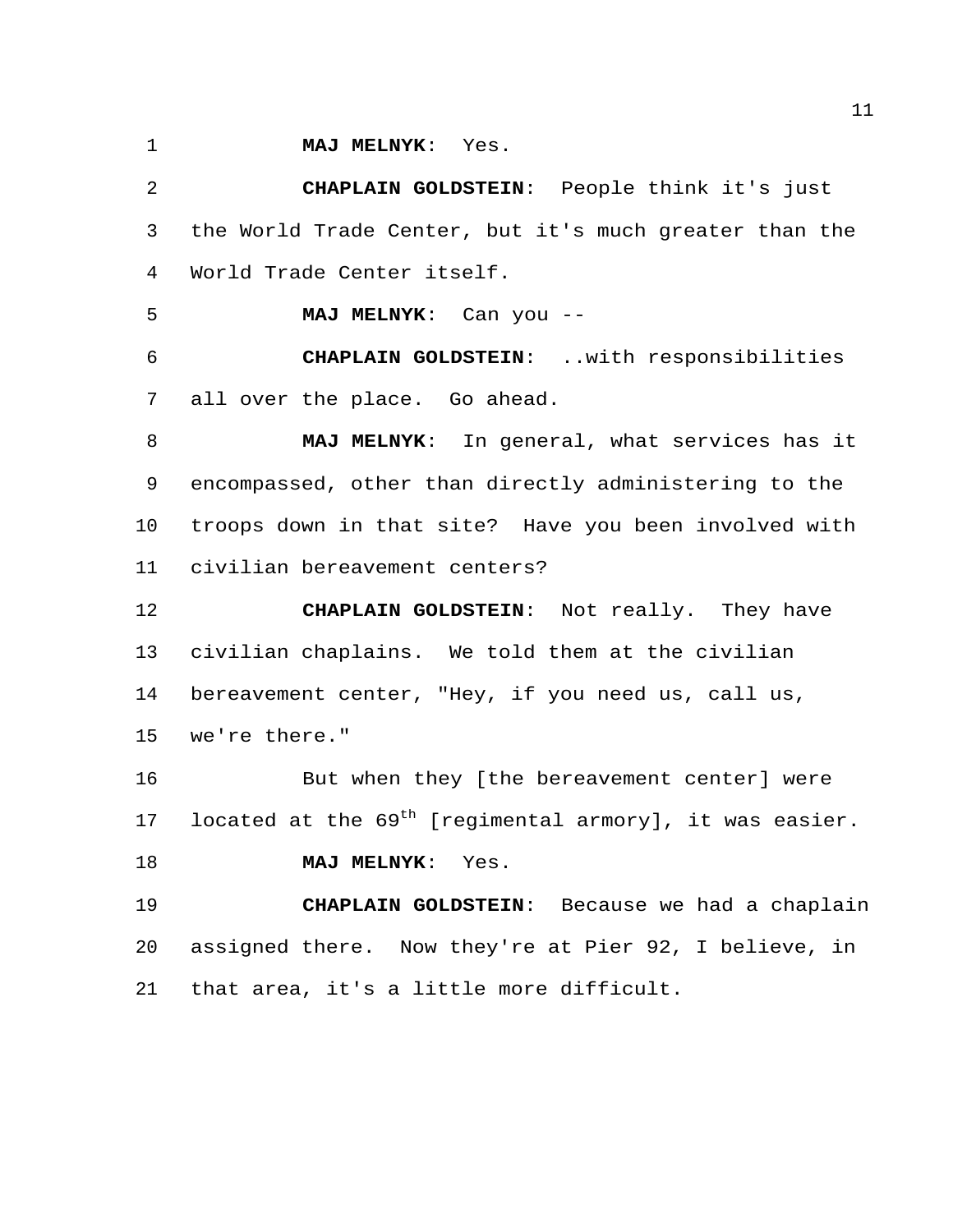**MAJ MELNYK**: Yes.

**CHAPLAIN GOLDSTEIN**: People think it's just the World Trade Center, but it's much greater than the World Trade Center itself.

**MAJ MELNYK**: Can you --

**CHAPLAIN GOLDSTEIN**: ..with responsibilities all over the place. Go ahead.

**MAJ MELNYK**: In general, what services has it encompassed, other than directly administering to the troops down in that site? Have you been involved with civilian bereavement centers?

**CHAPLAIN GOLDSTEIN**: Not really. They have civilian chaplains. We told them at the civilian bereavement center, "Hey, if you need us, call us, we're there."

But when they [the bereavement center] were located at the 69th [regimental armory], it was easier.

**MAJ MELNYK**: Yes.

**CHAPLAIN GOLDSTEIN**: Because we had a chaplain assigned there. Now they're at Pier 92, I believe, in that area, it's a little more difficult.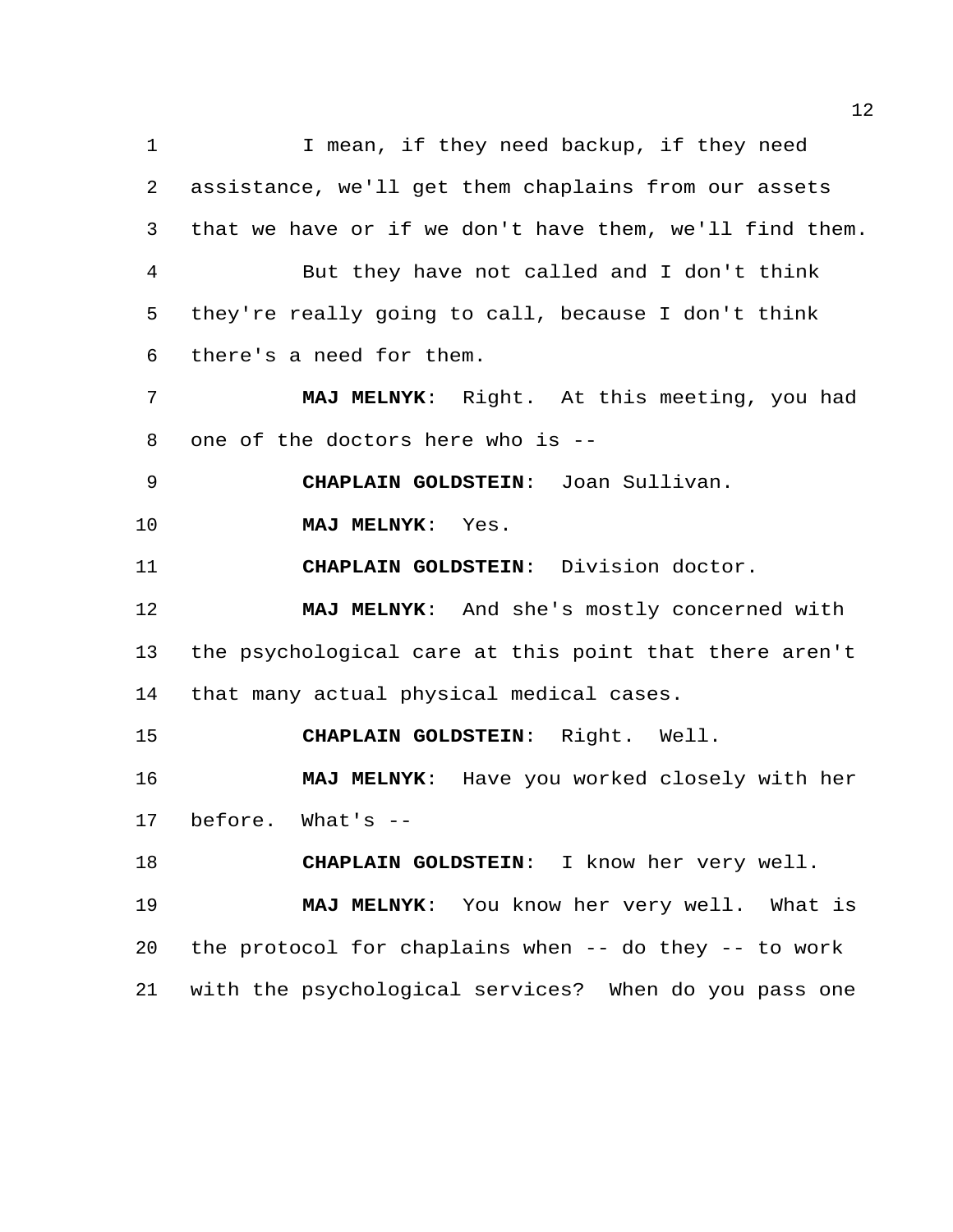I mean, if they need backup, if they need assistance, we'll get them chaplains from our assets that we have or if we don't have them, we'll find them.

But they have not called and I don't think they're really going to call, because I don't think there's a need for them.

**MAJ MELNYK**: Right. At this meeting, you had one of the doctors here who is --

**CHAPLAIN GOLDSTEIN**: Joan Sullivan.

**MAJ MELNYK**: Yes.

**CHAPLAIN GOLDSTEIN**: Division doctor.

**MAJ MELNYK**: And she's mostly concerned with the psychological care at this point that there aren't that many actual physical medical cases.

**CHAPLAIN GOLDSTEIN**: Right. Well.

**MAJ MELNYK**: Have you worked closely with her before. What's --

**CHAPLAIN GOLDSTEIN**: I know her very well.

**MAJ MELNYK**: You know her very well. What is the protocol for chaplains when -- do they -- to work with the psychological services? When do you pass one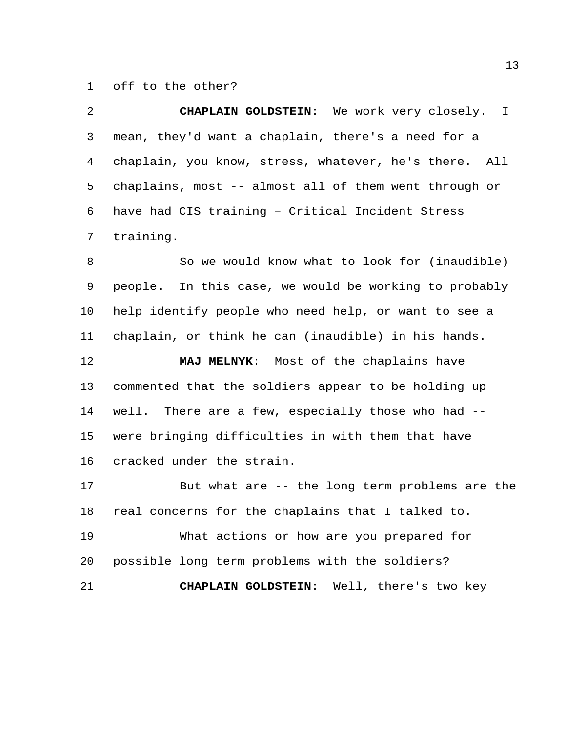off to the other?

**CHAPLAIN GOLDSTEIN**: We work very closely. I mean, they'd want a chaplain, there's a need for a chaplain, you know, stress, whatever, he's there. All chaplains, most -- almost all of them went through or have had CIS training – Critical Incident Stress training.

So we would know what to look for (inaudible) people. In this case, we would be working to probably help identify people who need help, or want to see a chaplain, or think he can (inaudible) in his hands.

**MAJ MELNYK**: Most of the chaplains have commented that the soldiers appear to be holding up well. There are a few, especially those who had -- were bringing difficulties in with them that have cracked under the strain.

But what are -- the long term problems are the real concerns for the chaplains that I talked to.

What actions or how are you prepared for possible long term problems with the soldiers?

**CHAPLAIN GOLDSTEIN**: Well, there's two key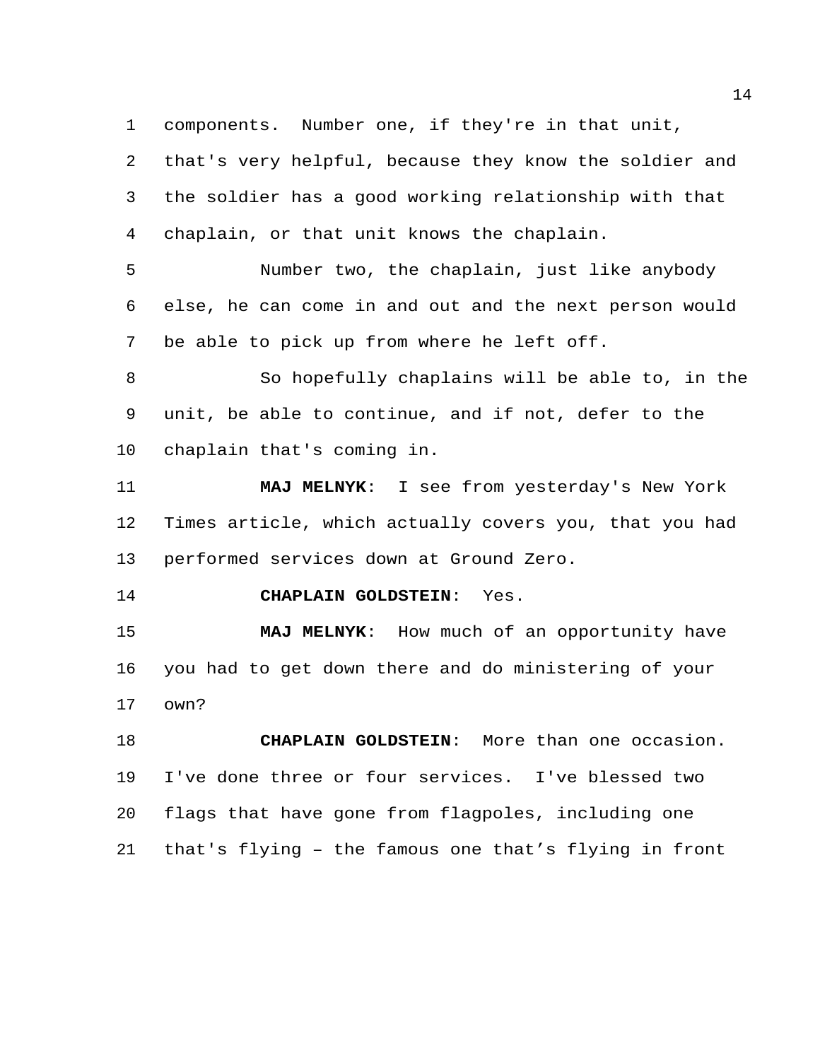components. Number one, if they're in that unit, that's very helpful, because they know the soldier and the soldier has a good working relationship with that chaplain, or that unit knows the chaplain.

Number two, the chaplain, just like anybody else, he can come in and out and the next person would be able to pick up from where he left off.

So hopefully chaplains will be able to, in the unit, be able to continue, and if not, defer to the chaplain that's coming in.

**MAJ MELNYK**: I see from yesterday's New York Times article, which actually covers you, that you had performed services down at Ground Zero.

**CHAPLAIN GOLDSTEIN**: Yes.

**MAJ MELNYK**: How much of an opportunity have you had to get down there and do ministering of your own?

**CHAPLAIN GOLDSTEIN**: More than one occasion. I've done three or four services. I've blessed two flags that have gone from flagpoles, including one that's flying – the famous one that's flying in front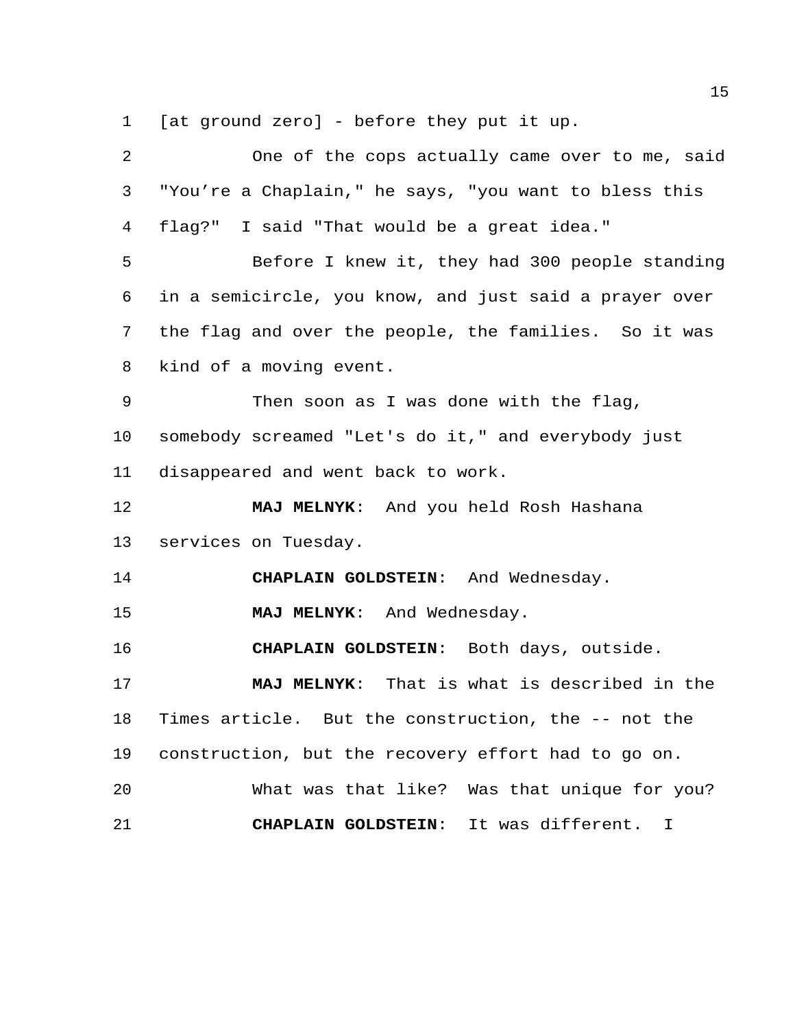[at ground zero] - before they put it up.

One of the cops actually came over to me, said "You're a Chaplain," he says, "you want to bless this flag?" I said "That would be a great idea."

Before I knew it, they had 300 people standing in a semicircle, you know, and just said a prayer over the flag and over the people, the families. So it was kind of a moving event.

Then soon as I was done with the flag, somebody screamed "Let's do it," and everybody just disappeared and went back to work.

**MAJ MELNYK**: And you held Rosh Hashana services on Tuesday.

**CHAPLAIN GOLDSTEIN**: And Wednesday.

**MAJ MELNYK**: And Wednesday.

**CHAPLAIN GOLDSTEIN**: Both days, outside.

**MAJ MELNYK**: That is what is described in the Times article. But the construction, the -- not the construction, but the recovery effort had to go on.

What was that like? Was that unique for you?

**CHAPLAIN GOLDSTEIN**: It was different. I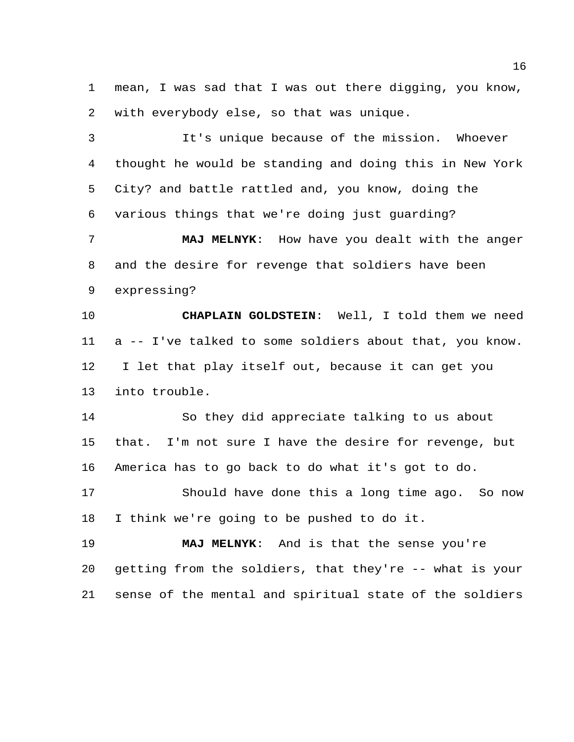mean, I was sad that I was out there digging, you know, with everybody else, so that was unique.

It's unique because of the mission. Whoever thought he would be standing and doing this in New York City? and battle rattled and, you know, doing the various things that we're doing just guarding?

**MAJ MELNYK**: How have you dealt with the anger and the desire for revenge that soldiers have been expressing?

**CHAPLAIN GOLDSTEIN**: Well, I told them we need a -- I've talked to some soldiers about that, you know. I let that play itself out, because it can get you into trouble.

So they did appreciate talking to us about that. I'm not sure I have the desire for revenge, but America has to go back to do what it's got to do.

Should have done this a long time ago. So now I think we're going to be pushed to do it.

**MAJ MELNYK**: And is that the sense you're getting from the soldiers, that they're -- what is your sense of the mental and spiritual state of the soldiers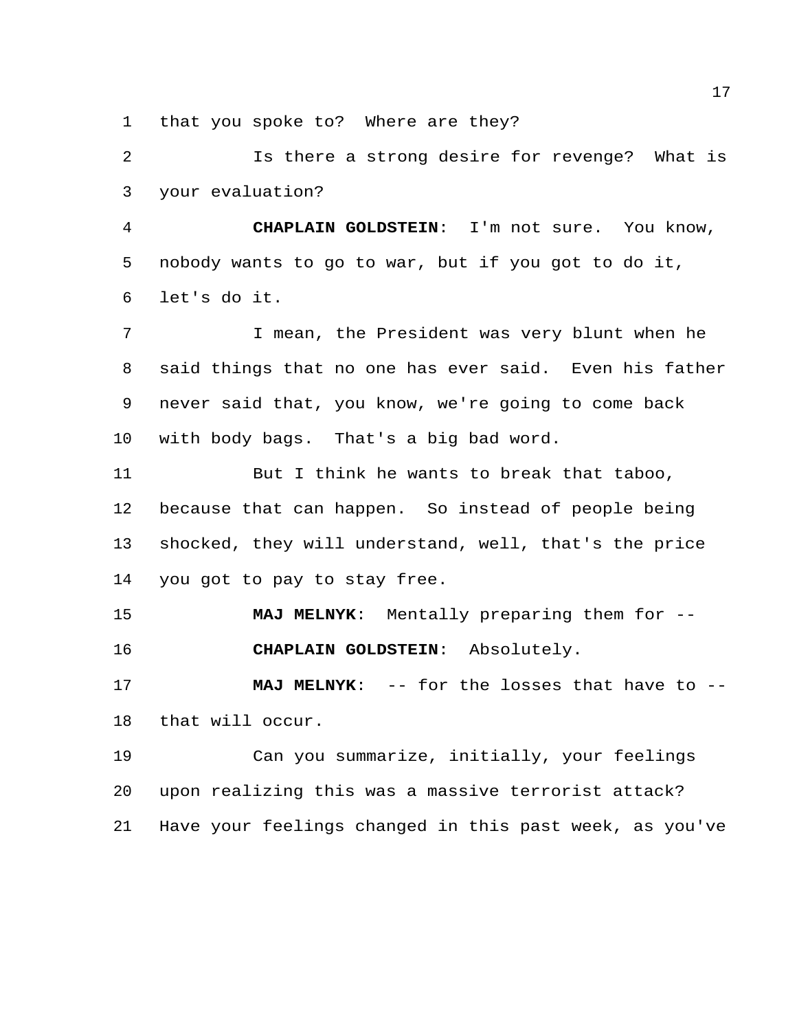that you spoke to? Where are they?

Is there a strong desire for revenge? What is your evaluation?

**CHAPLAIN GOLDSTEIN**: I'm not sure. You know, nobody wants to go to war, but if you got to do it, let's do it.

I mean, the President was very blunt when he said things that no one has ever said. Even his father never said that, you know, we're going to come back with body bags. That's a big bad word.

But I think he wants to break that taboo, because that can happen. So instead of people being shocked, they will understand, well, that's the price you got to pay to stay free.

**MAJ MELNYK**: Mentally preparing them for --

**CHAPLAIN GOLDSTEIN**: Absolutely.

**MAJ MELNYK**: -- for the losses that have to -- that will occur.

Can you summarize, initially, your feelings upon realizing this was a massive terrorist attack? Have your feelings changed in this past week, as you've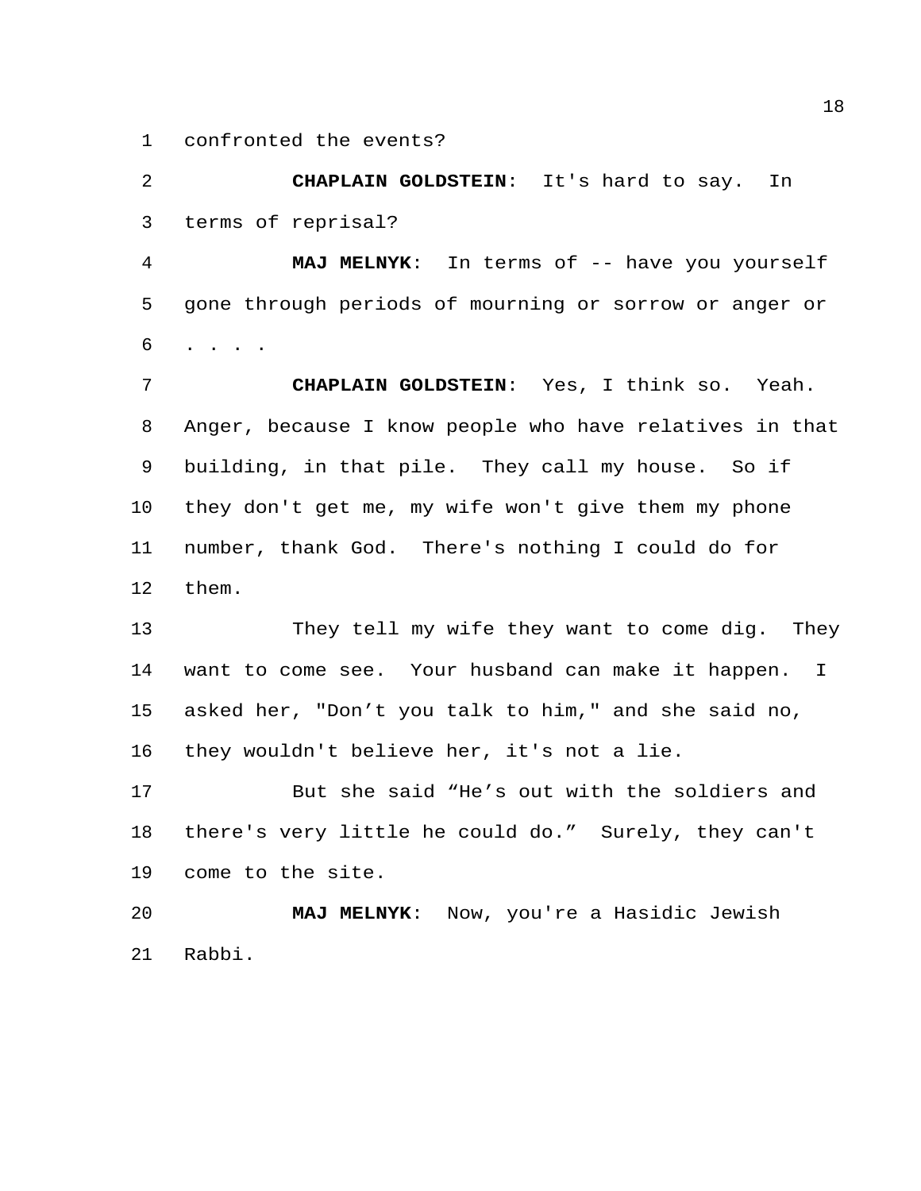confronted the events?

**CHAPLAIN GOLDSTEIN**: It's hard to say. In terms of reprisal?

**MAJ MELNYK**: In terms of -- have you yourself gone through periods of mourning or sorrow or anger or . . . .

**CHAPLAIN GOLDSTEIN**: Yes, I think so. Yeah. Anger, because I know people who have relatives in that building, in that pile. They call my house. So if they don't get me, my wife won't give them my phone number, thank God. There's nothing I could do for them.

They tell my wife they want to come dig. They want to come see. Your husband can make it happen. I asked her, "Don't you talk to him," and she said no, they wouldn't believe her, it's not a lie.

But she said "He's out with the soldiers and there's very little he could do." Surely, they can't come to the site.

**MAJ MELNYK**: Now, you're a Hasidic Jewish Rabbi.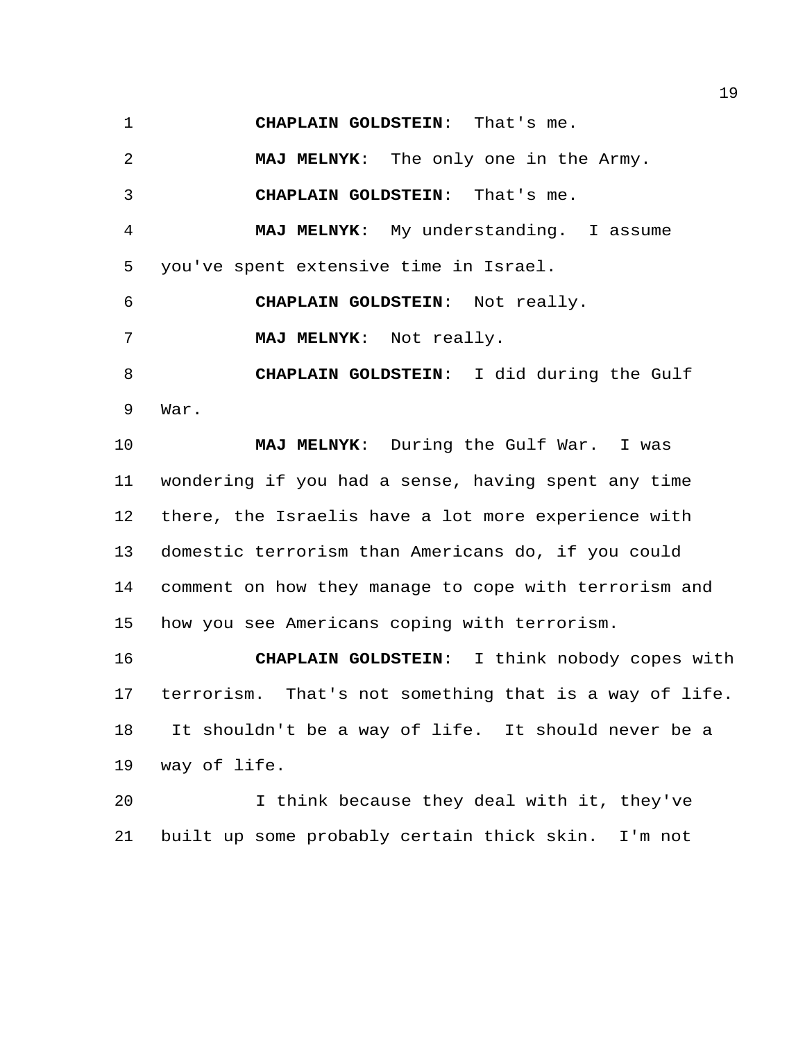**CHAPLAIN GOLDSTEIN**: That's me.

**MAJ MELNYK**: The only one in the Army.

**CHAPLAIN GOLDSTEIN**: That's me.

**MAJ MELNYK**: My understanding. I assume you've spent extensive time in Israel.

**CHAPLAIN GOLDSTEIN**: Not really.

**MAJ MELNYK**: Not really.

**CHAPLAIN GOLDSTEIN**: I did during the Gulf War.

**MAJ MELNYK**: During the Gulf War. I was wondering if you had a sense, having spent any time there, the Israelis have a lot more experience with domestic terrorism than Americans do, if you could comment on how they manage to cope with terrorism and how you see Americans coping with terrorism.

**CHAPLAIN GOLDSTEIN**: I think nobody copes with terrorism. That's not something that is a way of life. It shouldn't be a way of life. It should never be a way of life.

I think because they deal with it, they've built up some probably certain thick skin. I'm not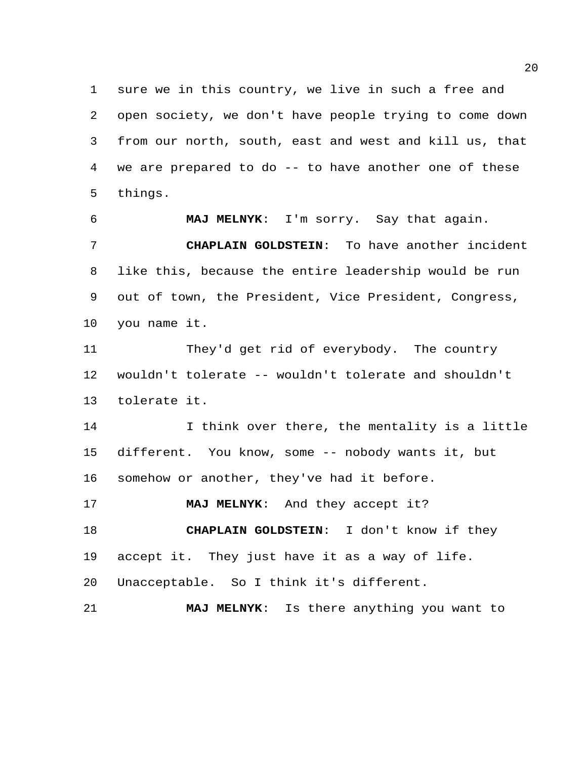sure we in this country, we live in such a free and open society, we don't have people trying to come down from our north, south, east and west and kill us, that we are prepared to do -- to have another one of these things.

**MAJ MELNYK**: I'm sorry. Say that again.

**CHAPLAIN GOLDSTEIN**: To have another incident like this, because the entire leadership would be run out of town, the President, Vice President, Congress, you name it.

They'd get rid of everybody. The country wouldn't tolerate -- wouldn't tolerate and shouldn't tolerate it.

I think over there, the mentality is a little different. You know, some -- nobody wants it, but somehow or another, they've had it before.

**MAJ MELNYK**: And they accept it?

**CHAPLAIN GOLDSTEIN**: I don't know if they accept it. They just have it as a way of life. Unacceptable. So I think it's different.

**MAJ MELNYK**: Is there anything you want to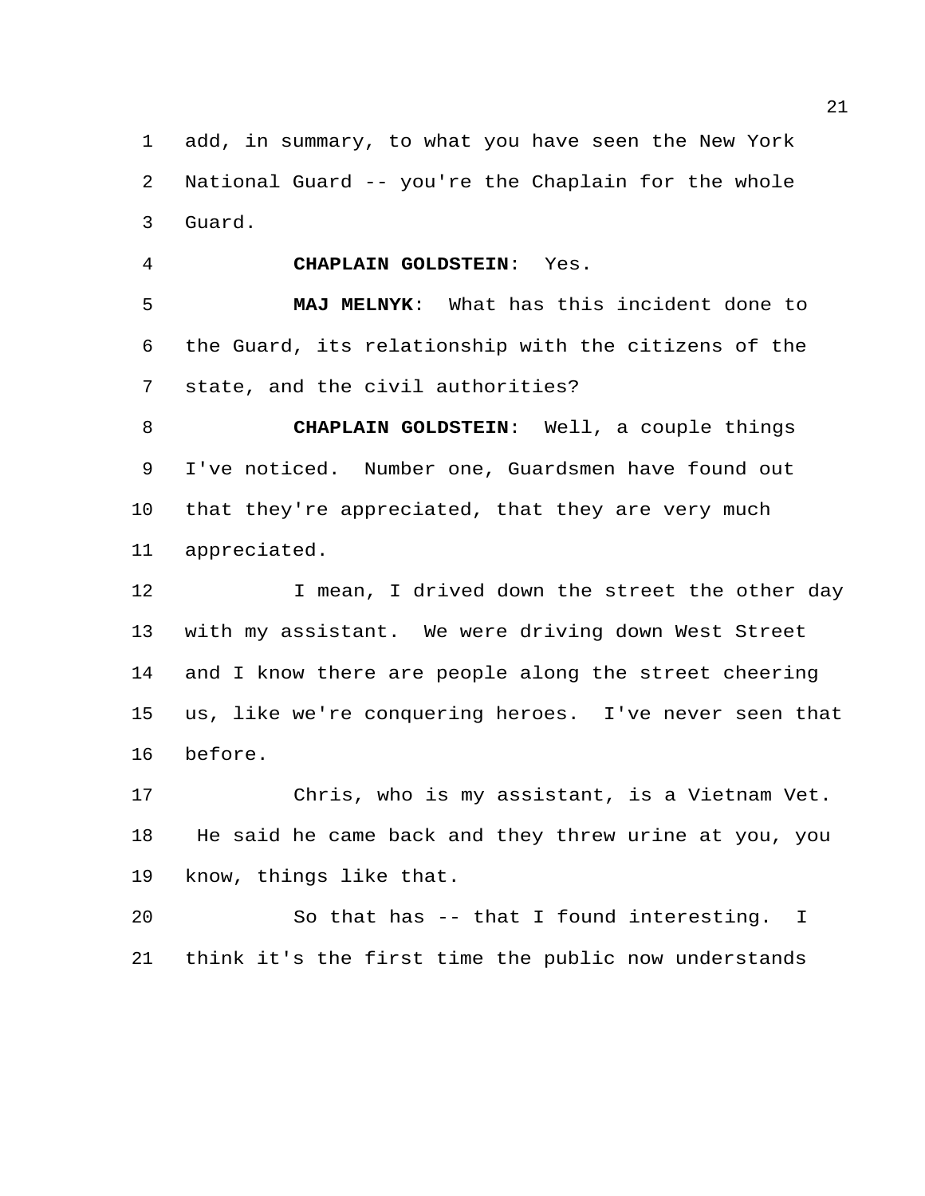add, in summary, to what you have seen the New York National Guard -- you're the Chaplain for the whole Guard.

**CHAPLAIN GOLDSTEIN**: Yes.

**MAJ MELNYK**: What has this incident done to the Guard, its relationship with the citizens of the state, and the civil authorities?

**CHAPLAIN GOLDSTEIN**: Well, a couple things I've noticed. Number one, Guardsmen have found out that they're appreciated, that they are very much appreciated.

I mean, I drived down the street the other day with my assistant. We were driving down West Street and I know there are people along the street cheering us, like we're conquering heroes. I've never seen that before.

Chris, who is my assistant, is a Vietnam Vet. He said he came back and they threw urine at you, you know, things like that.

So that has -- that I found interesting. I think it's the first time the public now understands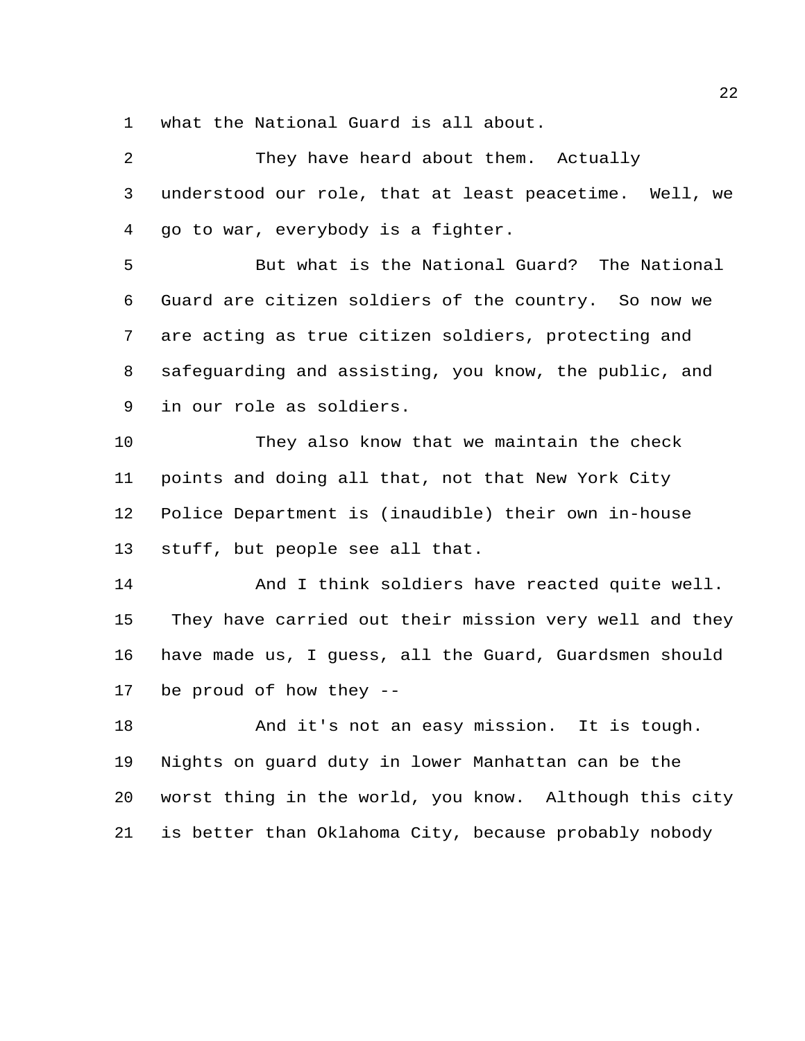what the National Guard is all about.

They have heard about them. Actually understood our role, that at least peacetime. Well, we go to war, everybody is a fighter.

But what is the National Guard? The National Guard are citizen soldiers of the country. So now we are acting as true citizen soldiers, protecting and safeguarding and assisting, you know, the public, and in our role as soldiers.

They also know that we maintain the check points and doing all that, not that New York City Police Department is (inaudible) their own in-house stuff, but people see all that.

And I think soldiers have reacted quite well. They have carried out their mission very well and they have made us, I guess, all the Guard, Guardsmen should be proud of how they --

And it's not an easy mission. It is tough. Nights on guard duty in lower Manhattan can be the worst thing in the world, you know. Although this city is better than Oklahoma City, because probably nobody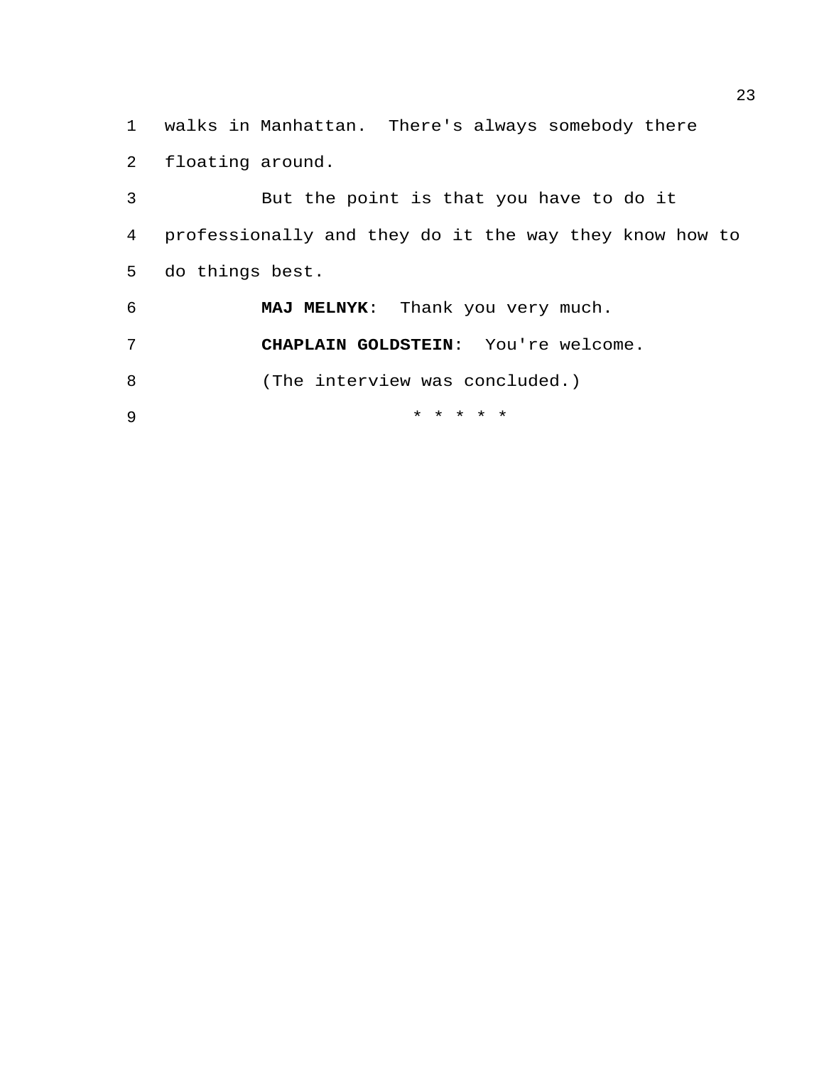walks in Manhattan. There's always somebody there floating around.

But the point is that you have to do it professionally and they do it the way they know how to do things best.

**MAJ MELNYK**: Thank you very much.

**CHAPLAIN GOLDSTEIN**: You're welcome.

(The interview was concluded.)

* * * * *